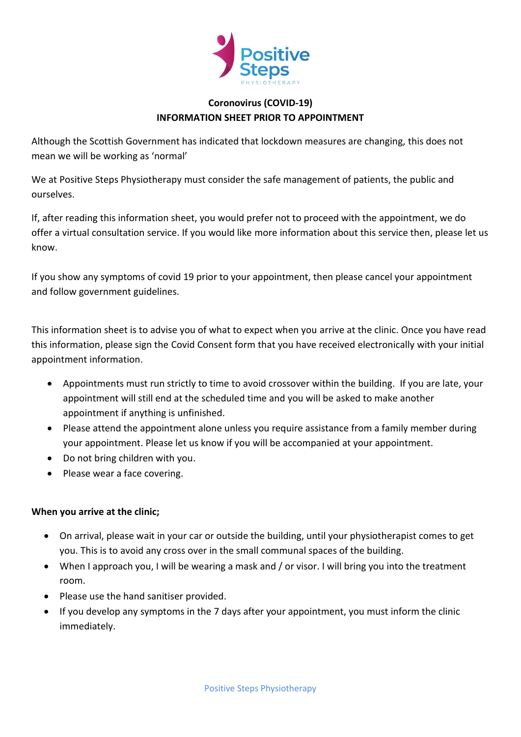Positive Steps

PHYSIOTHERAPY

**Coronovirus (COVID-19)**
**INFORMATION SHEET PRIOR TO APPOINTMENT**

Although the Scottish Government has indicated that lockdown measures are changing, this does not mean we will be working as 'normal'

We at Positive Steps Physiotherapy must consider the safe management of patients, the public and ourselves.

If, after reading this information sheet, you would prefer not to proceed with the appointment, we do offer a virtual consultation service. If you would like more information about this service then, please let us know.

If you show any symptoms of covid 19 prior to your appointment, then please cancel your appointment and follow government guidelines.

This information sheet is to advise you of what to expect when you arrive at the clinic. Once you have read this information, please sign the Covid Consent form that you have received electronically with your initial appointment information.

- Appointments must run strictly to time to avoid crossover within the building. If you are late, your appointment will still end at the scheduled time and you will be asked to make another appointment if anything is unfinished.
- Please attend the appointment alone unless you require assistance from a family member during your appointment. Please let us know if you will be accompanied at your appointment.
- Do not bring children with you.
- Please wear a face covering.

**When you arrive at the clinic;**

- On arrival, please wait in your car or outside the building, until your physiotherapist comes to get you. This is to avoid any cross over in the small communal spaces of the building.
- When I approach you, I will be wearing a mask and / or visor. I will bring you into the treatment room.
- Please use the hand sanitiser provided.
- If you develop any symptoms in the 7 days after your appointment, you must inform the clinic immediately.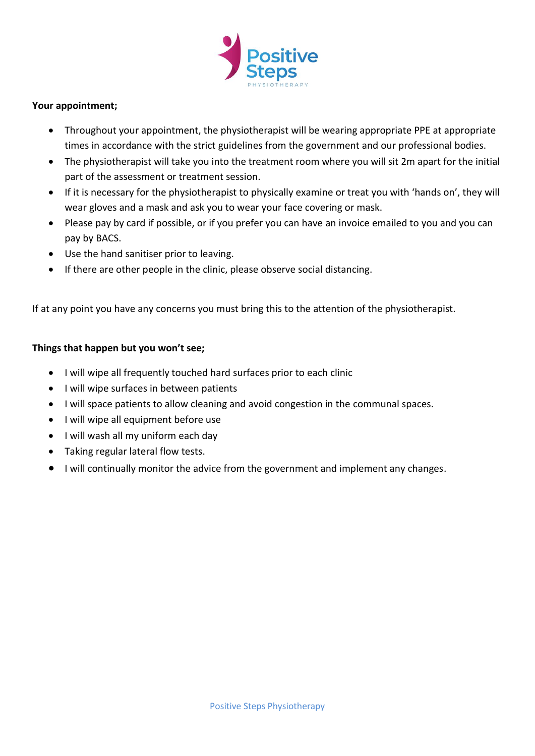**Your appointment;**

- Throughout your appointment, the physiotherapist will be wearing appropriate PPE at appropriate times in accordance with the strict guidelines from the government and our professional bodies.
- The physiotherapist will take you into the treatment room where you will sit 2m apart for the initial part of the assessment or treatment session.
- If it is necessary for the physiotherapist to physically examine or treat you with 'hands on', they will wear gloves and a mask and ask you to wear your face covering or mask.
- Please pay by card if possible, or if you prefer you can have an invoice emailed to you and you can pay by BACS.
- Use the hand sanitiser prior to leaving.
- If there are other people in the clinic, please observe social distancing.

If at any point you have any concerns you must bring this to the attention of the physiotherapist.

**Things that happen but you won't see;**

- I will wipe all frequently touched hard surfaces prior to each clinic
- I will wipe surfaces in between patients
- I will space patients to allow cleaning and avoid congestion in the communal spaces.
- I will wipe all equipment before use
- I will wash all my uniform each day
- Taking regular lateral flow tests.
- I will continually monitor the advice from the government and implement any changes.